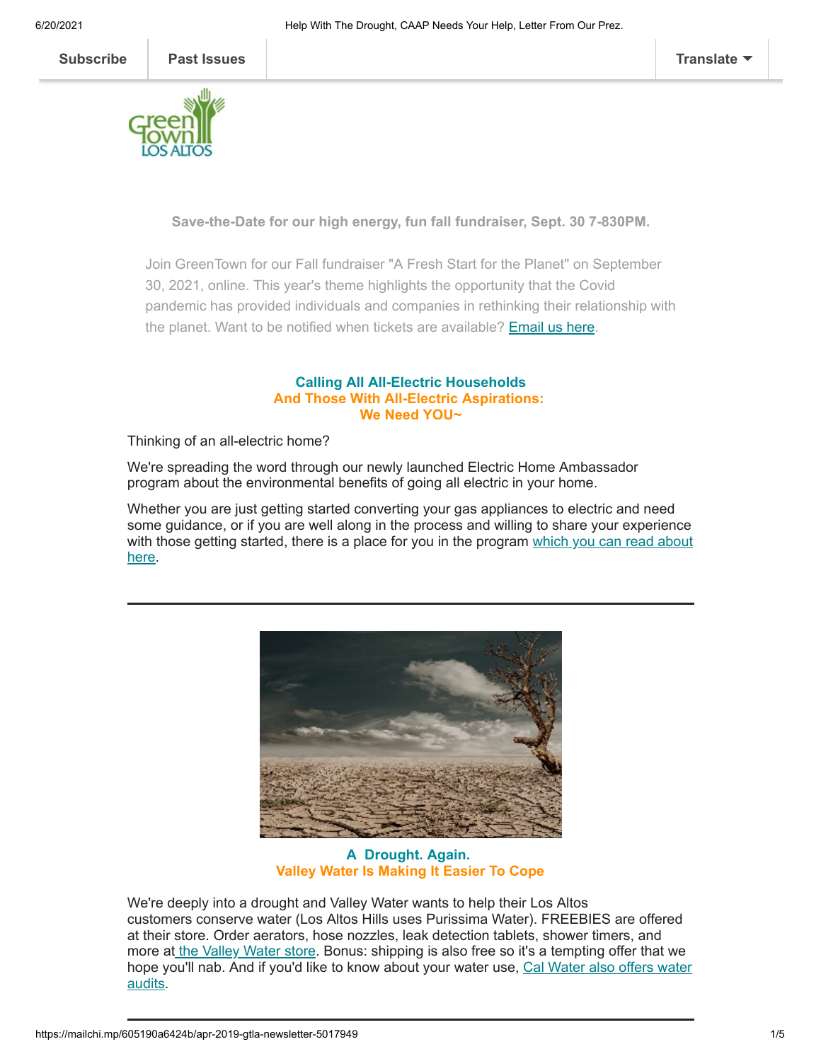Subscribe | Past Issues | Translate

**Save-the-Date for our high energy, fun fall fundraiser, Sept. 30 7-830PM.**

Join GreenTown for our Fall fundraiser "A Fresh Start for the Planet" on September 30, 2021, online. This year's theme highlights the opportunity that the Covid pandemic has provided individuals and companies in rethinking their relationship with the planet. Want to be notified when tickets are available? [Email us here].

### Calling All All-Electric Households
### And Those With All-Electric Aspirations:
### We Need YOU~

Thinking of an all-electric home?

We're spreading the word through our newly launched Electric Home Ambassador program about the environmental benefits of going all electric in your home.

Whether you are just getting started converting your gas appliances to electric and need some guidance, or if you are well along in the process and willing to share your experience with those getting started, there is a place for you in the program [which you can read about here].

---

### A Drought. Again.
### Valley Water Is Making It Easier To Cope

We're deeply into a drought and Valley Water wants to help their Los Altos customers conserve water (Los Altos Hills uses Purissima Water). FREEBIES are offered at their store. Order aerators, hose nozzles, leak detection tablets, shower timers, and more at [the Valley Water store]. Bonus: shipping is also free so it's a tempting offer that we hope you'll nab. And if you'd like to know about your water use, [Cal Water also offers water audits].

---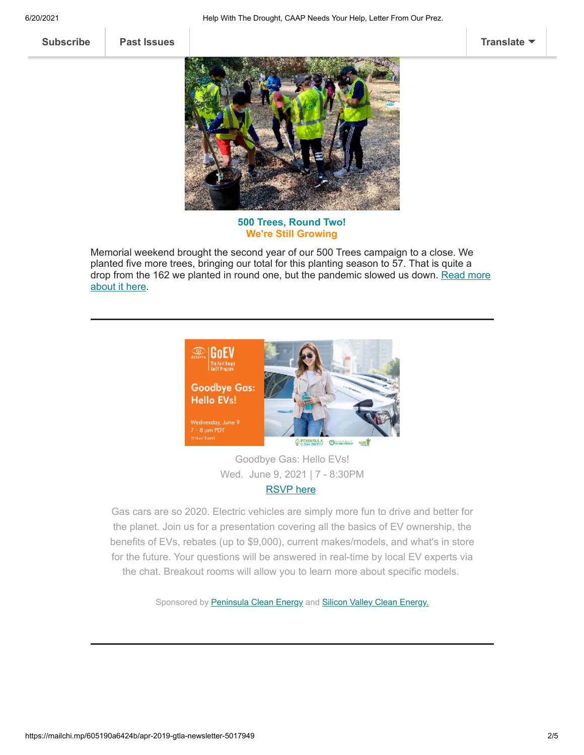**500 Trees, Round Two!**
**We're Still Growing**

Memorial weekend brought the second year of our 500 Trees campaign to a close. We planted five more trees, bringing our total for this planting season to 57. That is quite a drop from the 162 we planted in round one, but the pandemic slowed us down. Read more about it here.

---

Goodbye Gas: Hello EVs!
Wed. June 9, 2021 | 7 - 8:30PM
RSVP here

Gas cars are so 2020. Electric vehicles are simply more fun to drive and better for the planet. Join us for a presentation covering all the basics of EV ownership, the benefits of EVs, rebates (up to $9,000), current makes/models, and what's in store for the future. Your questions will be answered in real-time by local EV experts via the chat. Breakout rooms will allow you to learn more about specific models.

Sponsored by Peninsula Clean Energy and Silicon Valley Clean Energy.

---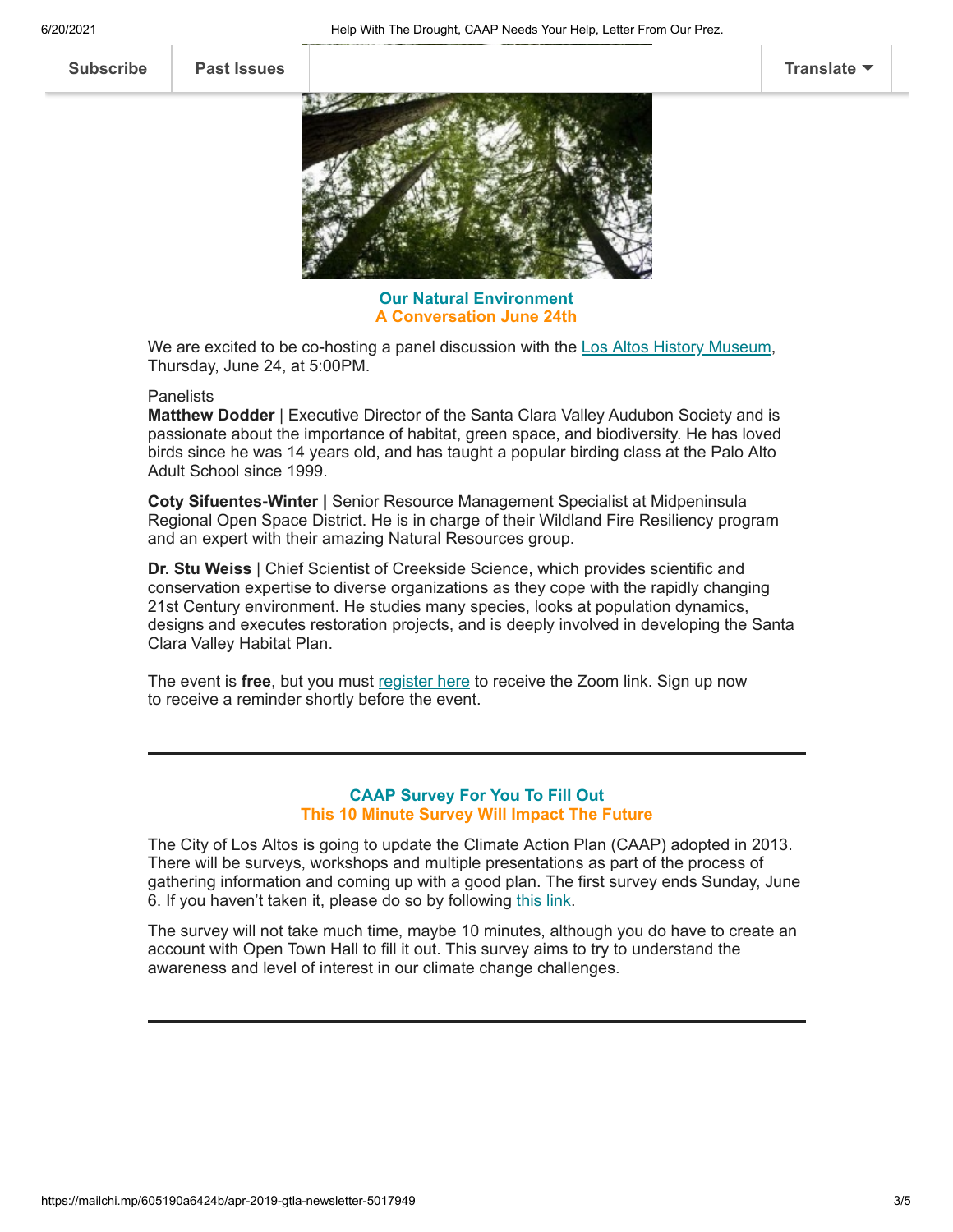## Our Natural Environment
## A Conversation June 24th

We are excited to be co-hosting a panel discussion with the Los Altos History Museum, Thursday, June 24, at 5:00PM.

Panelists

**Matthew Dodder** | Executive Director of the Santa Clara Valley Audubon Society and is passionate about the importance of habitat, green space, and biodiversity. He has loved birds since he was 14 years old, and has taught a popular birding class at the Palo Alto Adult School since 1999.

**Coty Sifuentes-Winter |** Senior Resource Management Specialist at Midpeninsula Regional Open Space District. He is in charge of their Wildland Fire Resiliency program and an expert with their amazing Natural Resources group.

**Dr. Stu Weiss** | Chief Scientist of Creekside Science, which provides scientific and conservation expertise to diverse organizations as they cope with the rapidly changing 21st Century environment. He studies many species, looks at population dynamics, designs and executes restoration projects, and is deeply involved in developing the Santa Clara Valley Habitat Plan.

The event is **free**, but you must register here to receive the Zoom link. Sign up now to receive a reminder shortly before the event.

---

## CAAP Survey For You To Fill Out
## This 10 Minute Survey Will Impact The Future

The City of Los Altos is going to update the Climate Action Plan (CAAP) adopted in 2013. There will be surveys, workshops and multiple presentations as part of the process of gathering information and coming up with a good plan. The first survey ends Sunday, June 6. If you haven't taken it, please do so by following this link.

The survey will not take much time, maybe 10 minutes, although you do have to create an account with Open Town Hall to fill it out. This survey aims to try to understand the awareness and level of interest in our climate change challenges.

---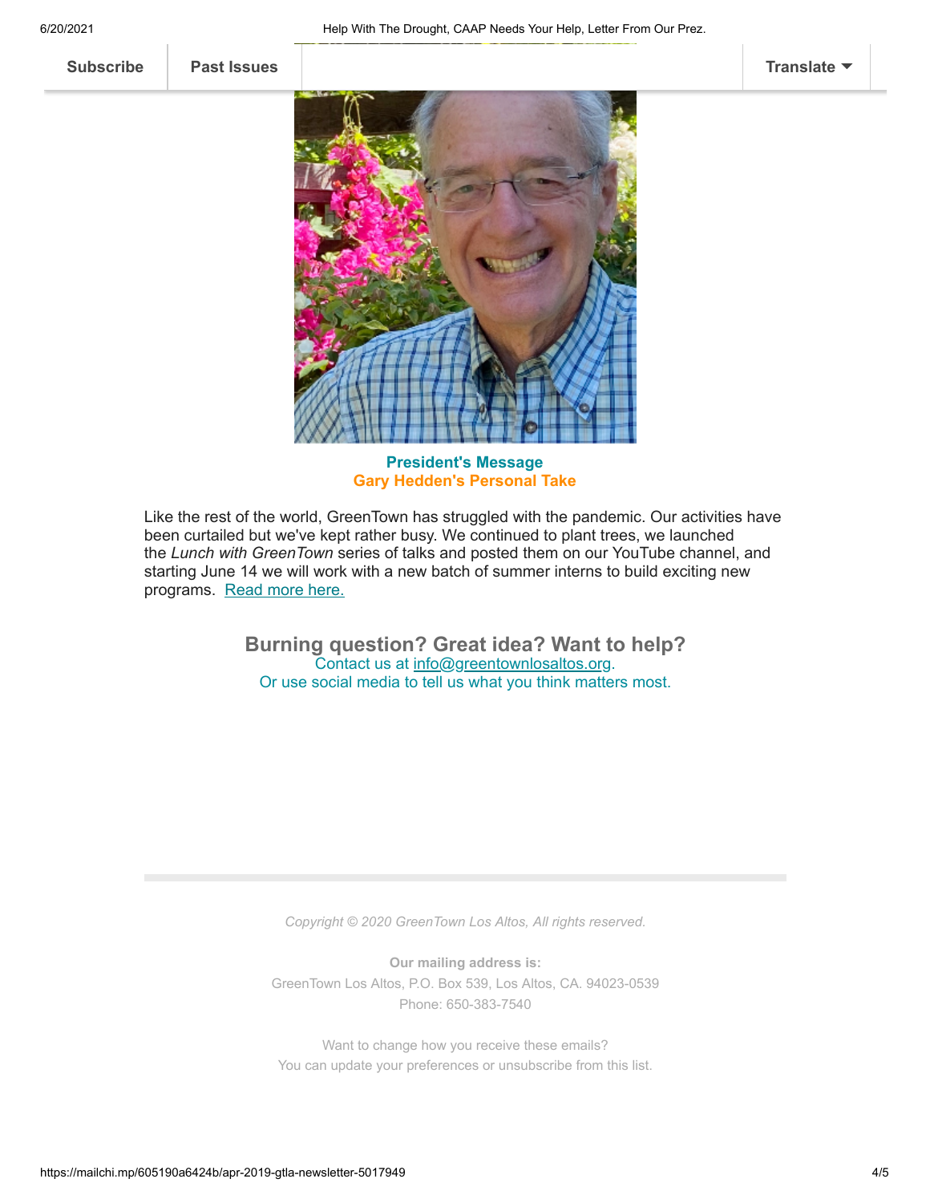Subscribe | Past Issues | Translate

**President's Message**
**Gary Hedden's Personal Take**

Like the rest of the world, GreenTown has struggled with the pandemic. Our activities have been curtailed but we've kept rather busy. We continued to plant trees, we launched the *Lunch with GreenTown* series of talks and posted them on our YouTube channel, and starting June 14 we will work with a new batch of summer interns to build exciting new programs. [Read more here.]

## Burning question? Great idea? Want to help?

Contact us at info@greentownlosaltos.org.
Or use social media to tell us what you think matters most.

*Copyright © 2020 GreenTown Los Altos, All rights reserved.*

**Our mailing address is:**
GreenTown Los Altos, P.O. Box 539, Los Altos, CA. 94023-0539
Phone: 650-383-7540

Want to change how you receive these emails?
You can update your preferences or unsubscribe from this list.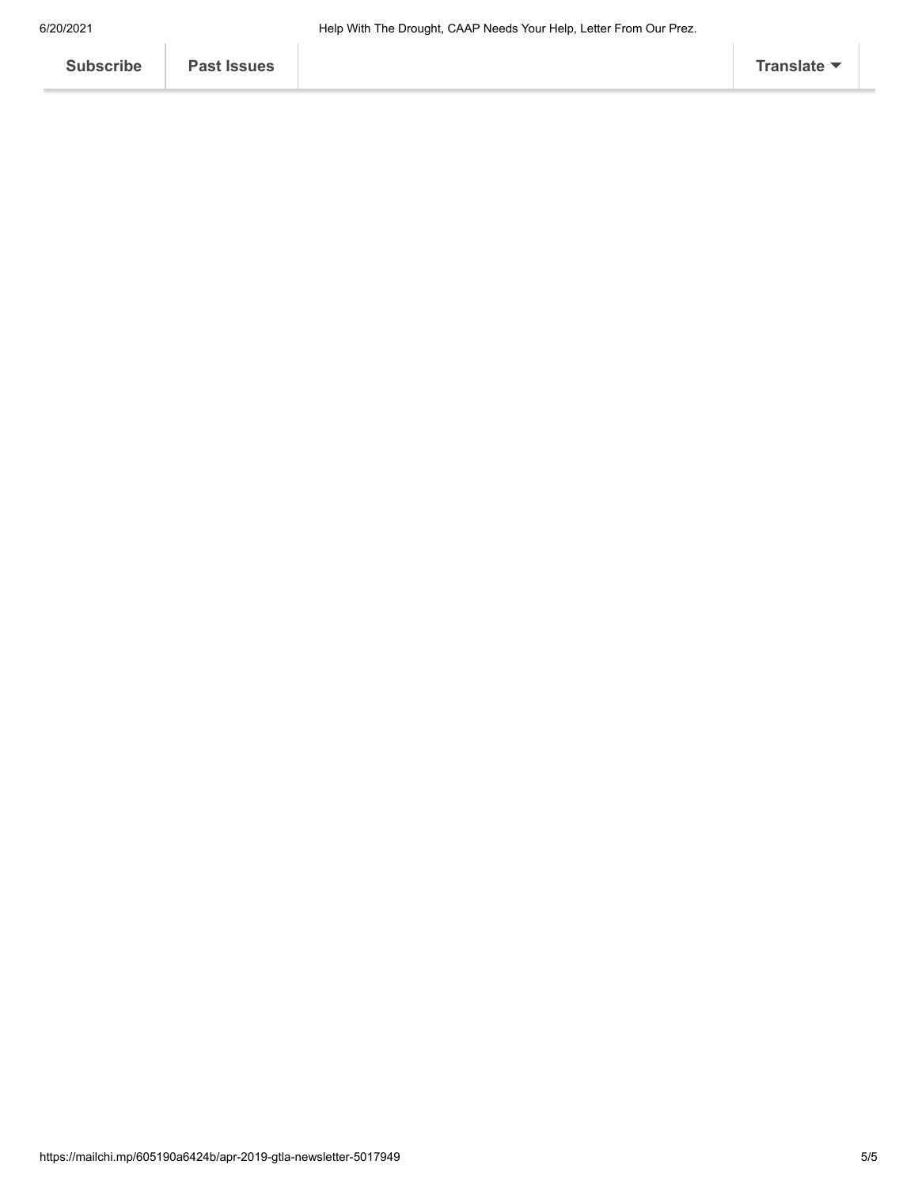Subscribe | Past Issues | Translate ▼